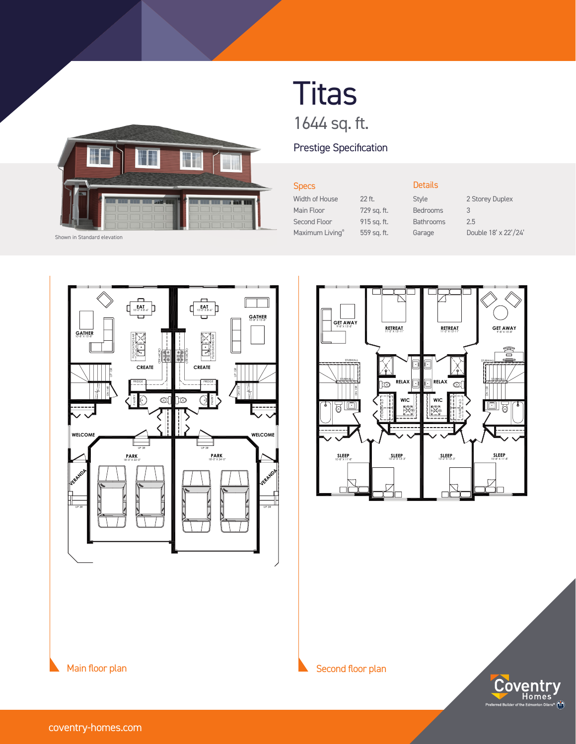# Titas

1644 sq. ft.

## Prestige Specification

Shown in Standard elevation

| Specs | | Details | |
|---|---|---|---|
| Width of House | 22 ft. | Style | 2 Storey Duplex |
| Main Floor | 729 sq. ft. | Bedrooms | 3 |
| Second Floor | 915 sq. ft. | Bathrooms | 2.5 |
| Maximum Living® | 559 sq. ft. | Garage | Double 18' x 22'/24' |

Main floor plan

Second floor plan

coventry-homes.com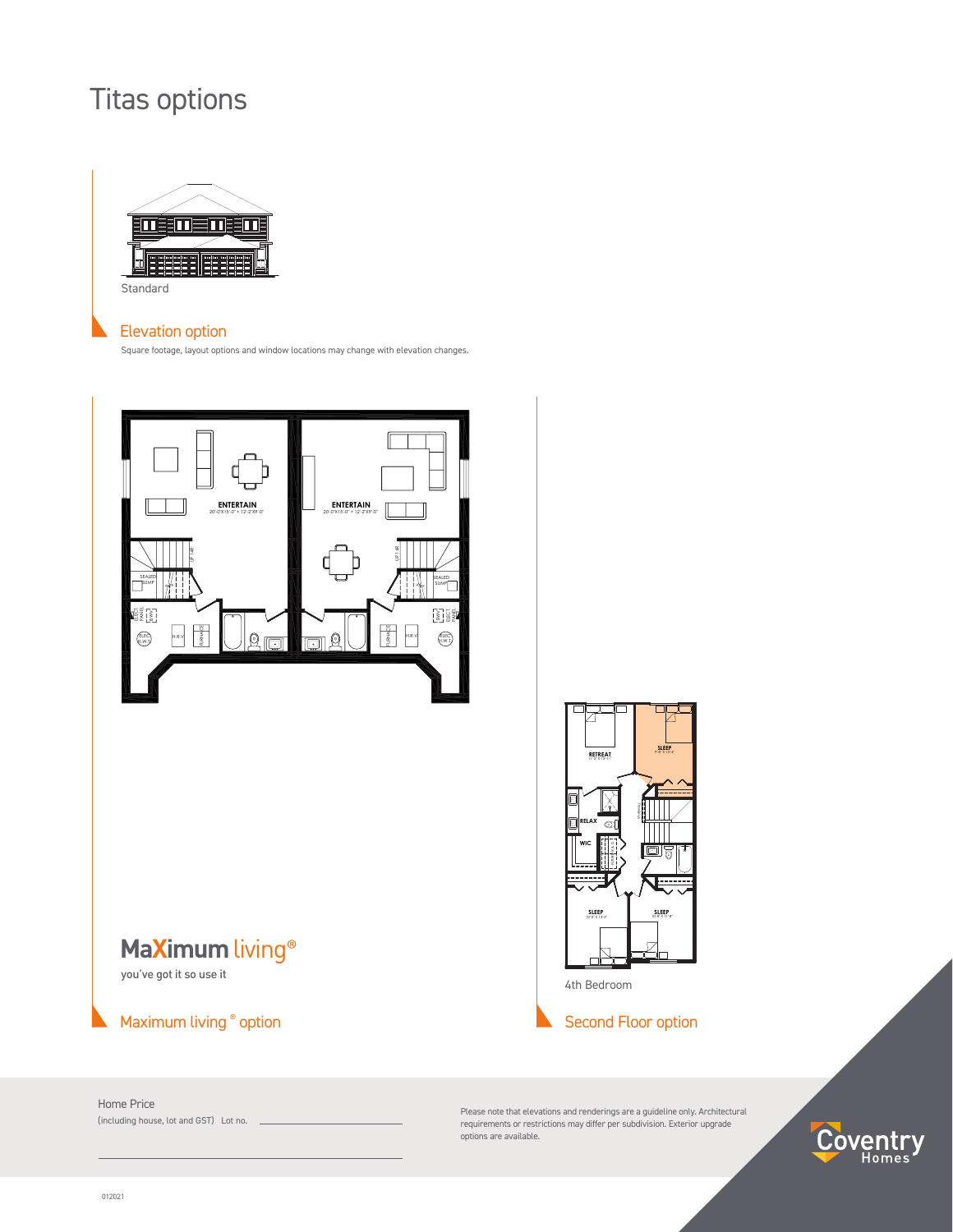# Titas options

Standard

## Elevation option

Square footage, layout options and window locations may change with elevation changes.

ENTERTAIN
20'-0"X15'-0" + 12'-2"X9'-0"

ENTERTAIN
20'-0"X15'-0" + 12'-2"X9'-0"

SEALED SUMP

SEALED SUMP

FURNACE

FURNACE

H.R.V

H.R.V

**MaXimum** living®

you've got it so use it

## Maximum living ® option

RETREAT

SLEEP

RELAX

WIC

SLEEP

SLEEP

4th Bedroom

## Second Floor option

Home Price
(including house, lot and GST) Lot no.

Please note that elevations and renderings are a guideline only. Architectural requirements or restrictions may differ per subdivision. Exterior upgrade options are available.

Coventry Homes

012021